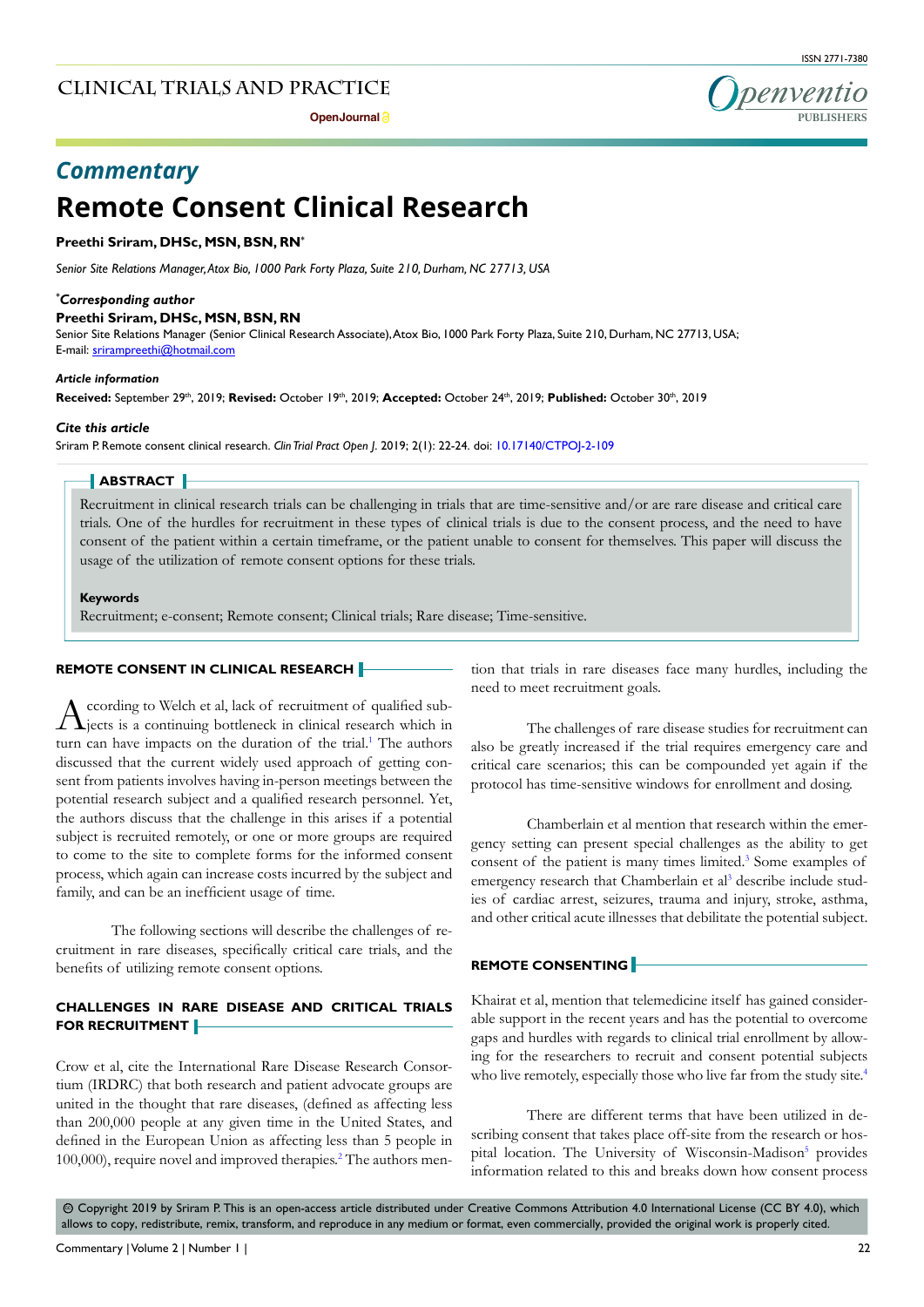## Commentary

# Remote Consent Clinical Research

**Preethi Sriram, DHSc, MSN, BSN, RN***

*Senior Site Relations Manager, Atox Bio, 1000 Park Forty Plaza, Suite 210, Durham, NC 27713, USA*

***Corresponding author**

**Preethi Sriram, DHSc, MSN, BSN, RN**

Senior Site Relations Manager (Senior Clinical Research Associate), Atox Bio, 1000 Park Forty Plaza, Suite 210, Durham, NC 27713, USA;
E-mail: srirampreethi@hotmail.com

***Article information***

**Received:** September 29th, 2019; **Revised:** October 19th, 2019; **Accepted:** October 24th, 2019; **Published:** October 30th, 2019

***Cite this article***

Sriram P. Remote consent clinical research. *Clin Trial Pract Open J*. 2019; 2(1): 22-24. doi: 10.17140/CTPOJ-2-109

## ABSTRACT

Recruitment in clinical research trials can be challenging in trials that are time-sensitive and/or are rare disease and critical care trials. One of the hurdles for recruitment in these types of clinical trials is due to the consent process, and the need to have consent of the patient within a certain timeframe, or the patient unable to consent for themselves. This paper will discuss the usage of the utilization of remote consent options for these trials.

**Keywords**

Recruitment; e-consent; Remote consent; Clinical trials; Rare disease; Time-sensitive.

## REMOTE CONSENT IN CLINICAL RESEARCH

According to Welch et al, lack of recruitment of qualified subjects is a continuing bottleneck in clinical research which in turn can have impacts on the duration of the trial.[1] The authors discussed that the current widely used approach of getting consent from patients involves having in-person meetings between the potential research subject and a qualified research personnel. Yet, the authors discuss that the challenge in this arises if a potential subject is recruited remotely, or one or more groups are required to come to the site to complete forms for the informed consent process, which again can increase costs incurred by the subject and family, and can be an inefficient usage of time.

The following sections will describe the challenges of recruitment in rare diseases, specifically critical care trials, and the benefits of utilizing remote consent options.

## CHALLENGES IN RARE DISEASE AND CRITICAL TRIALS FOR RECRUITMENT

Crow et al, cite the International Rare Disease Research Consortium (IRDRC) that both research and patient advocate groups are united in the thought that rare diseases, (defined as affecting less than 200,000 people at any given time in the United States, and defined in the European Union as affecting less than 5 people in 100,000), require novel and improved therapies.[2] The authors mention that trials in rare diseases face many hurdles, including the need to meet recruitment goals.

The challenges of rare disease studies for recruitment can also be greatly increased if the trial requires emergency care and critical care scenarios; this can be compounded yet again if the protocol has time-sensitive windows for enrollment and dosing.

Chamberlain et al mention that research within the emergency setting can present special challenges as the ability to get consent of the patient is many times limited.[3] Some examples of emergency research that Chamberlain et al[3] describe include studies of cardiac arrest, seizures, trauma and injury, stroke, asthma, and other critical acute illnesses that debilitate the potential subject.

## REMOTE CONSENTING

Khairat et al, mention that telemedicine itself has gained considerable support in the recent years and has the potential to overcome gaps and hurdles with regards to clinical trial enrollment by allowing for the researchers to recruit and consent potential subjects who live remotely, especially those who live far from the study site.[4]

There are different terms that have been utilized in describing consent that takes place off-site from the research or hospital location. The University of Wisconsin-Madison[5] provides information related to this and breaks down how consent process

© Copyright 2019 by Sriram P. This is an open-access article distributed under Creative Commons Attribution 4.0 International License (CC BY 4.0), which allows to copy, redistribute, remix, transform, and reproduce in any medium or format, even commercially, provided the original work is properly cited.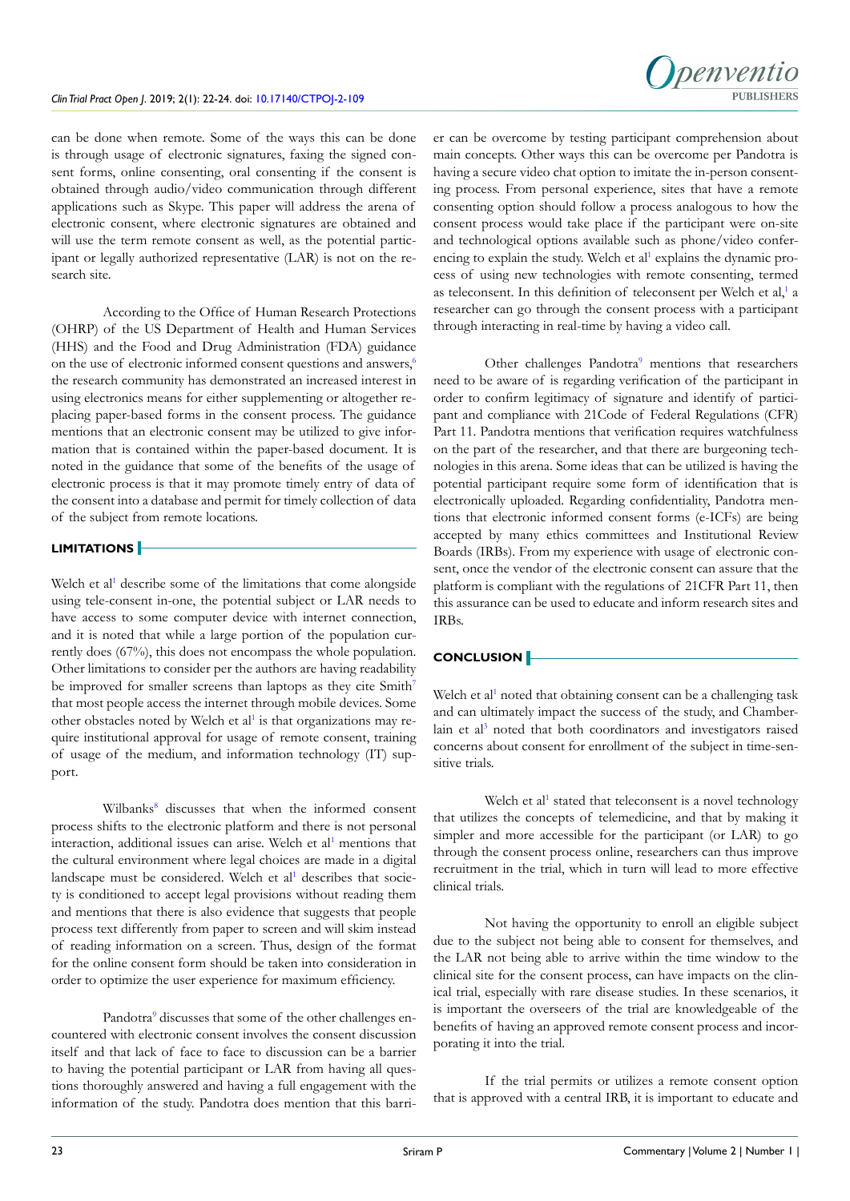can be done when remote. Some of the ways this can be done is through usage of electronic signatures, faxing the signed consent forms, online consenting, oral consenting if the consent is obtained through audio/video communication through different applications such as Skype. This paper will address the arena of electronic consent, where electronic signatures are obtained and will use the term remote consent as well, as the potential participant or legally authorized representative (LAR) is not on the research site.

According to the Office of Human Research Protections (OHRP) of the US Department of Health and Human Services (HHS) and the Food and Drug Administration (FDA) guidance on the use of electronic informed consent questions and answers,[6] the research community has demonstrated an increased interest in using electronics means for either supplementing or altogether replacing paper-based forms in the consent process. The guidance mentions that an electronic consent may be utilized to give information that is contained within the paper-based document. It is noted in the guidance that some of the benefits of the usage of electronic process is that it may promote timely entry of data of the consent into a database and permit for timely collection of data of the subject from remote locations.

## LIMITATIONS

Welch et al[1] describe some of the limitations that come alongside using tele-consent in-one, the potential subject or LAR needs to have access to some computer device with internet connection, and it is noted that while a large portion of the population currently does (67%), this does not encompass the whole population. Other limitations to consider per the authors are having readability be improved for smaller screens than laptops as they cite Smith[7] that most people access the internet through mobile devices. Some other obstacles noted by Welch et al[1] is that organizations may require institutional approval for usage of remote consent, training of usage of the medium, and information technology (IT) support.

Wilbanks[8] discusses that when the informed consent process shifts to the electronic platform and there is not personal interaction, additional issues can arise. Welch et al[1] mentions that the cultural environment where legal choices are made in a digital landscape must be considered. Welch et al[1] describes that society is conditioned to accept legal provisions without reading them and mentions that there is also evidence that suggests that people process text differently from paper to screen and will skim instead of reading information on a screen. Thus, design of the format for the online consent form should be taken into consideration in order to optimize the user experience for maximum efficiency.

Pandotra[9] discusses that some of the other challenges encountered with electronic consent involves the consent discussion itself and that lack of face to face to discussion can be a barrier to having the potential participant or LAR from having all questions thoroughly answered and having a full engagement with the information of the study. Pandotra does mention that this barrier can be overcome by testing participant comprehension about main concepts. Other ways this can be overcome per Pandotra is having a secure video chat option to imitate the in-person consenting process. From personal experience, sites that have a remote consenting option should follow a process analogous to how the consent process would take place if the participant were on-site and technological options available such as phone/video conferencing to explain the study. Welch et al[1] explains the dynamic process of using new technologies with remote consenting, termed as teleconsent. In this definition of teleconsent per Welch et al,[1] a researcher can go through the consent process with a participant through interacting in real-time by having a video call.

Other challenges Pandotra[9] mentions that researchers need to be aware of is regarding verification of the participant in order to confirm legitimacy of signature and identify of participant and compliance with 21Code of Federal Regulations (CFR) Part 11. Pandotra mentions that verification requires watchfulness on the part of the researcher, and that there are burgeoning technologies in this arena. Some ideas that can be utilized is having the potential participant require some form of identification that is electronically uploaded. Regarding confidentiality, Pandotra mentions that electronic informed consent forms (e-ICFs) are being accepted by many ethics committees and Institutional Review Boards (IRBs). From my experience with usage of electronic consent, once the vendor of the electronic consent can assure that the platform is compliant with the regulations of 21CFR Part 11, then this assurance can be used to educate and inform research sites and IRBs.

## CONCLUSION

Welch et al[1] noted that obtaining consent can be a challenging task and can ultimately impact the success of the study, and Chamberlain et al[3] noted that both coordinators and investigators raised concerns about consent for enrollment of the subject in time-sensitive trials.

Welch et al[1] stated that teleconsent is a novel technology that utilizes the concepts of telemedicine, and that by making it simpler and more accessible for the participant (or LAR) to go through the consent process online, researchers can thus improve recruitment in the trial, which in turn will lead to more effective clinical trials.

Not having the opportunity to enroll an eligible subject due to the subject not being able to consent for themselves, and the LAR not being able to arrive within the time window to the clinical site for the consent process, can have impacts on the clinical trial, especially with rare disease studies. In these scenarios, it is important the overseers of the trial are knowledgeable of the benefits of having an approved remote consent process and incorporating it into the trial.

If the trial permits or utilizes a remote consent option that is approved with a central IRB, it is important to educate and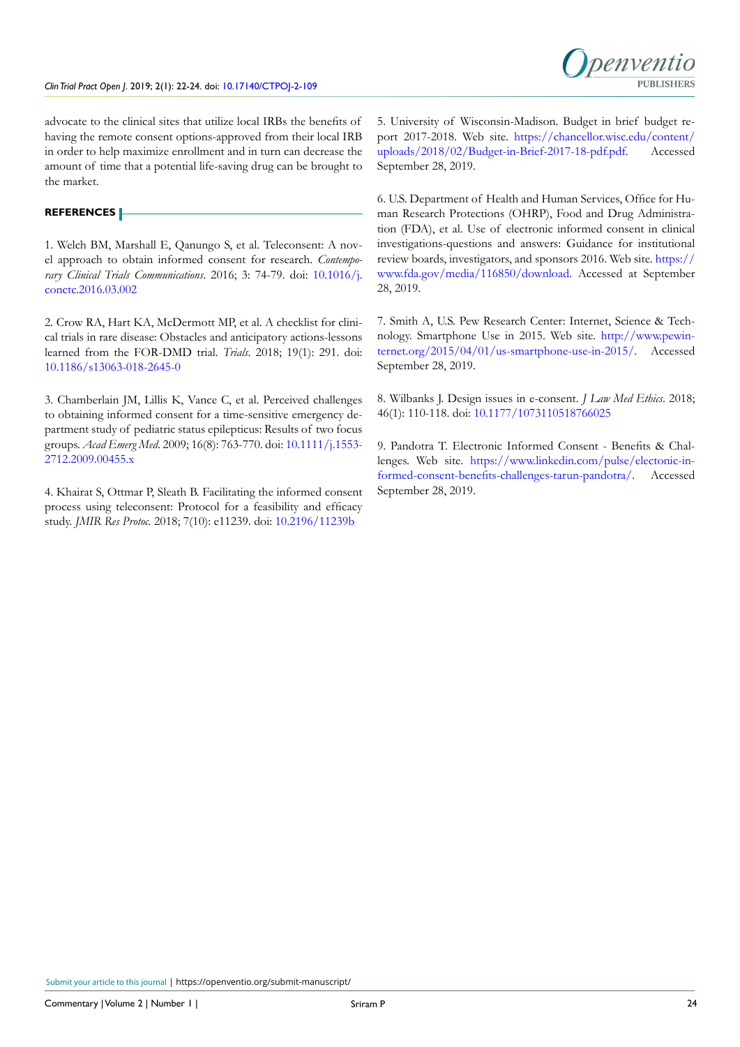advocate to the clinical sites that utilize local IRBs the benefits of having the remote consent options-approved from their local IRB in order to help maximize enrollment and in turn can decrease the amount of time that a potential life-saving drug can be brought to the market.

## REFERENCES

1. Welch BM, Marshall E, Qanungo S, et al. Teleconsent: A novel approach to obtain informed consent for research. *Contemporary Clinical Trials Communications*. 2016; 3: 74-79. doi: 10.1016/j.conctc.2016.03.002

2. Crow RA, Hart KA, McDermott MP, et al. A checklist for clinical trials in rare disease: Obstacles and anticipatory actions-lessons learned from the FOR-DMD trial. *Trials*. 2018; 19(1): 291. doi: 10.1186/s13063-018-2645-0

3. Chamberlain JM, Lillis K, Vance C, et al. Perceived challenges to obtaining informed consent for a time-sensitive emergency department study of pediatric status epilepticus: Results of two focus groups. *Acad Emerg Med*. 2009; 16(8): 763-770. doi: 10.1111/j.1553-2712.2009.00455.x

4. Khairat S, Ottmar P, Sleath B. Facilitating the informed consent process using teleconsent: Protocol for a feasibility and efficacy study. *JMIR Res Protoc*. 2018; 7(10): e11239. doi: 10.2196/11239b

5. University of Wisconsin-Madison. Budget in brief budget report 2017-2018. Web site. https://chancellor.wisc.edu/content/uploads/2018/02/Budget-in-Brief-2017-18-pdf.pdf. Accessed September 28, 2019.

6. U.S. Department of Health and Human Services, Office for Human Research Protections (OHRP), Food and Drug Administration (FDA), et al. Use of electronic informed consent in clinical investigations-questions and answers: Guidance for institutional review boards, investigators, and sponsors 2016. Web site. https://www.fda.gov/media/116850/download. Accessed at September 28, 2019.

7. Smith A, U.S. Pew Research Center: Internet, Science & Technology. Smartphone Use in 2015. Web site. http://www.pewinternet.org/2015/04/01/us-smartphone-use-in-2015/. Accessed September 28, 2019.

8. Wilbanks J. Design issues in e-consent. *J Law Med Ethics*. 2018; 46(1): 110-118. doi: 10.1177/1073110518766025

9. Pandotra T. Electronic Informed Consent - Benefits & Challenges. Web site. https://www.linkedin.com/pulse/electonic-informed-consent-benefits-challenges-tarun-pandotra/. Accessed September 28, 2019.